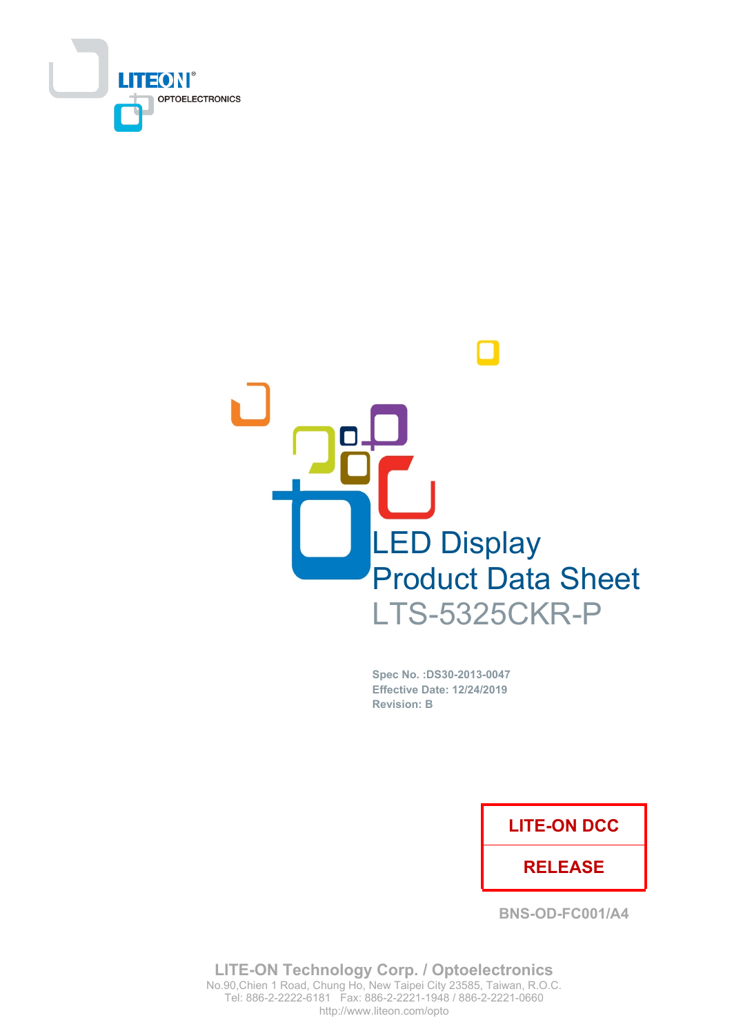LITEON®
OPTOELECTRONICS

# LED Display
# Product Data Sheet
# LTS-5325CKR-P

**Spec No. :DS30-2013-0047**
**Effective Date: 12/24/2019**
**Revision: B**

| LITE-ON DCC |
| --- |
| RELEASE |

BNS-OD-FC001/A4

**LITE-ON Technology Corp. / Optoelectronics**
No.90,Chien 1 Road, Chung Ho, New Taipei City 23585, Taiwan, R.O.C.
Tel: 886-2-2222-6181 Fax: 886-2-2221-1948 / 886-2-2221-0660
http://www.liteon.com/opto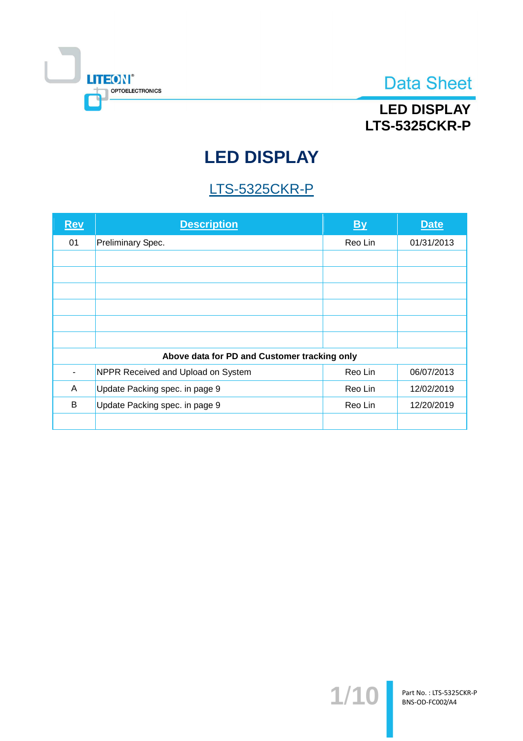# LED DISPLAY

## LTS-5325CKR-P

| Rev | Description | By | Date |
|---|---|---|---|
| 01 | Preliminary Spec. | Reo Lin | 01/31/2013 |
| | | | |
| | | | |
| | | | |
| | | | |
| | | | |
| | | | |
| **Above data for PD and Customer tracking only** | | | |
| - | NPPR Received and Upload on System | Reo Lin | 06/07/2013 |
| A | Update Packing spec. in page 9 | Reo Lin | 12/02/2019 |
| B | Update Packing spec. in page 9 | Reo Lin | 12/20/2019 |
| | | | |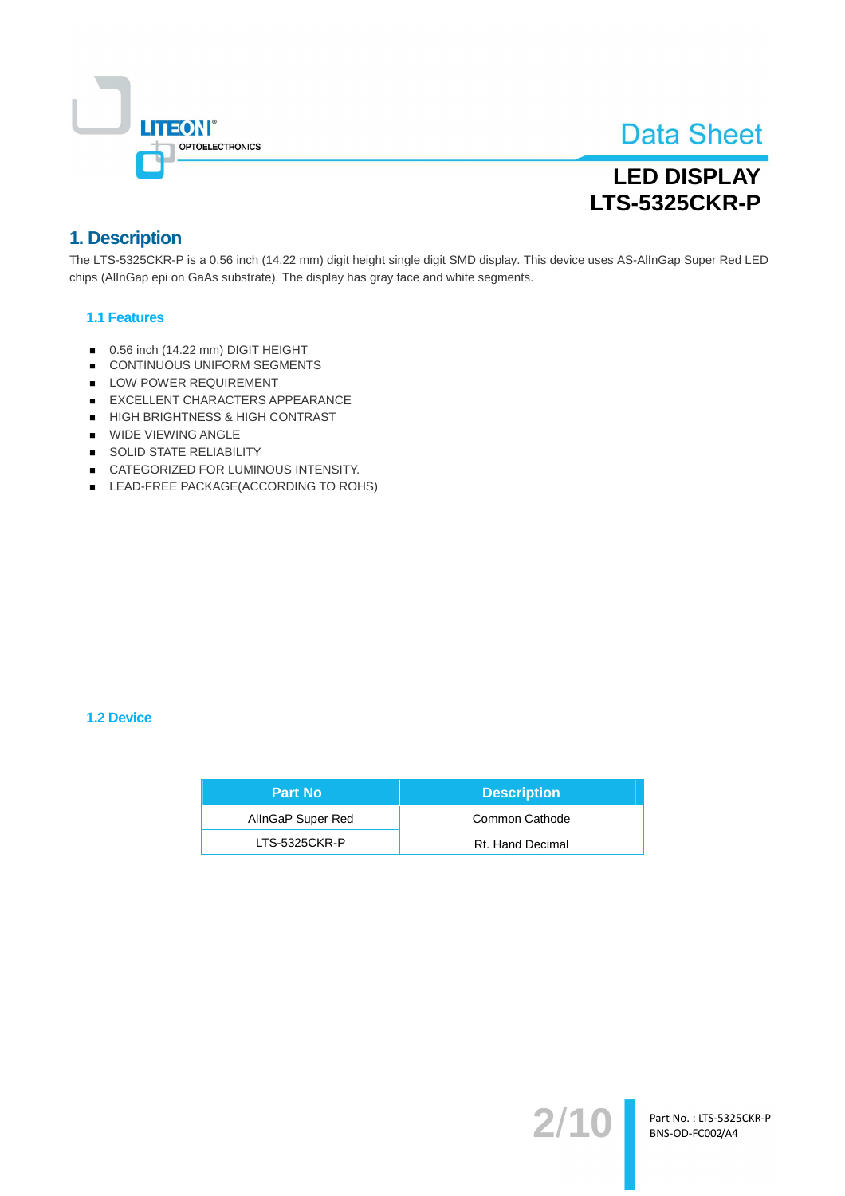Data Sheet

**LED DISPLAY**
**LTS-5325CKR-P**

# 1. Description

The LTS-5325CKR-P is a 0.56 inch (14.22 mm) digit height single digit SMD display. This device uses AS-AlInGap Super Red LED chips (AlInGap epi on GaAs substrate). The display has gray face and white segments.

## 1.1 Features

- 0.56 inch (14.22 mm) DIGIT HEIGHT
- CONTINUOUS UNIFORM SEGMENTS
- LOW POWER REQUIREMENT
- EXCELLENT CHARACTERS APPEARANCE
- HIGH BRIGHTNESS & HIGH CONTRAST
- WIDE VIEWING ANGLE
- SOLID STATE RELIABILITY
- CATEGORIZED FOR LUMINOUS INTENSITY.
- LEAD-FREE PACKAGE(ACCORDING TO ROHS)

## 1.2 Device

| Part No | Description |
|---|---|
| AlInGaP Super Red | Common Cathode |
| LTS-5325CKR-P | Rt. Hand Decimal |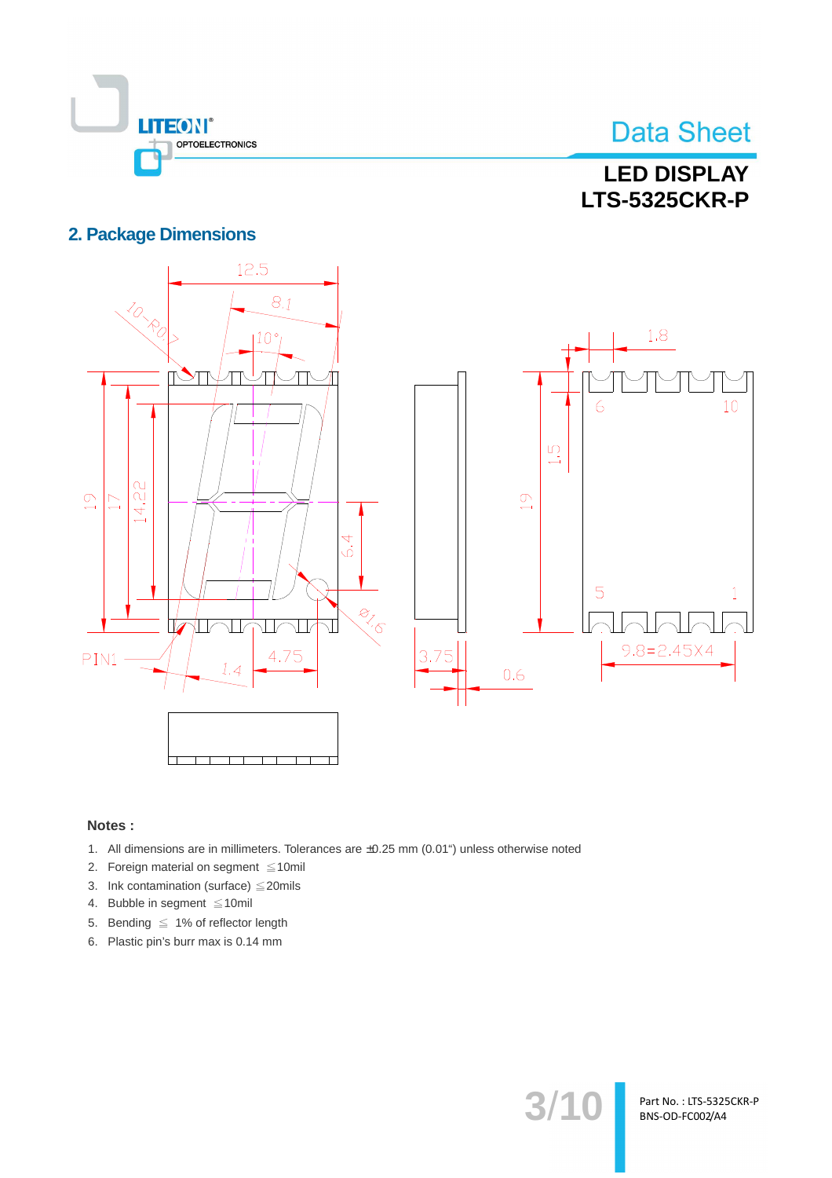## 2. Package Dimensions

**Notes :**

1. All dimensions are in millimeters. Tolerances are ±0.25 mm (0.01") unless otherwise noted
2. Foreign material on segment ≦10mil
3. Ink contamination (surface) ≦20mils
4. Bubble in segment ≦10mil
5. Bending ≦ 1% of reflector length
6. Plastic pin's burr max is 0.14 mm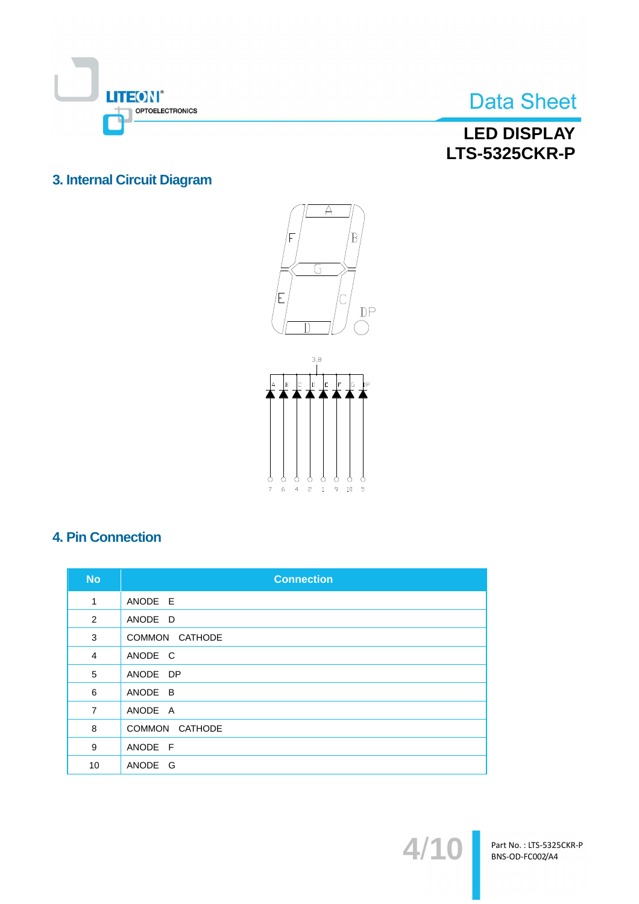## 3. Internal Circuit Diagram

## 4. Pin Connection

| No | Connection |
|---|---|
| 1 | ANODE E |
| 2 | ANODE D |
| 3 | COMMON CATHODE |
| 4 | ANODE C |
| 5 | ANODE DP |
| 6 | ANODE B |
| 7 | ANODE A |
| 8 | COMMON CATHODE |
| 9 | ANODE F |
| 10 | ANODE G |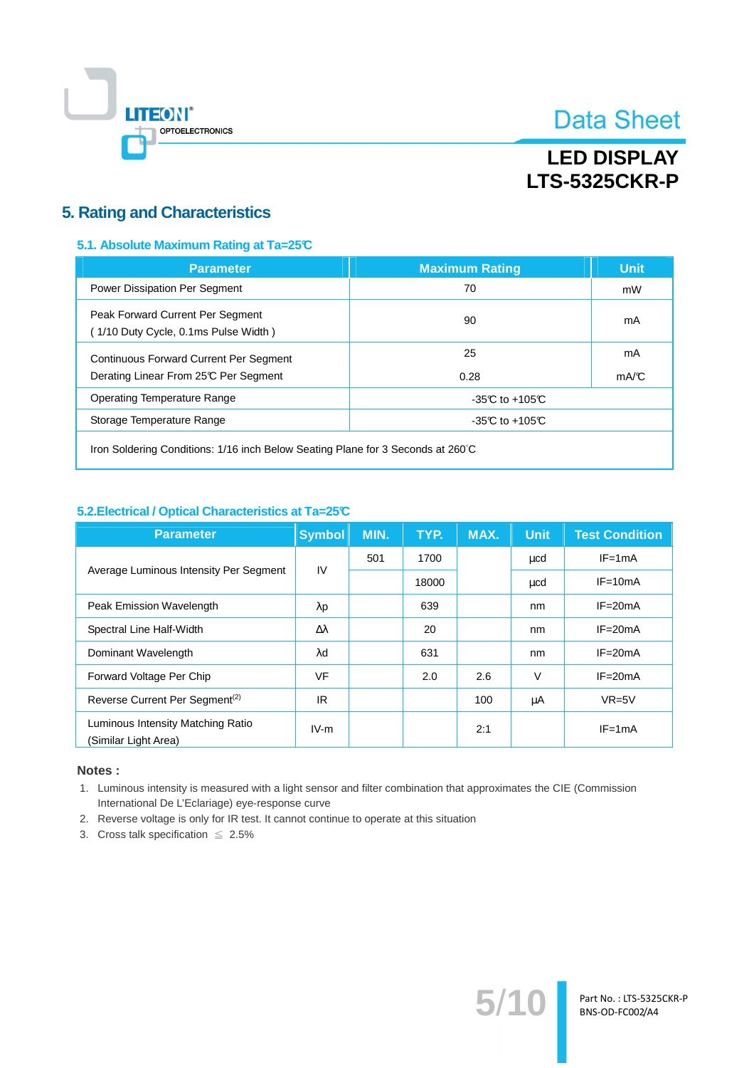# 5. Rating and Characteristics

## 5.1. Absolute Maximum Rating at Ta=25℃

| Parameter | Maximum Rating | Unit |
|---|---|---|
| Power Dissipation Per Segment | 70 | mW |
| Peak Forward Current Per Segment<br>( 1/10 Duty Cycle, 0.1ms Pulse Width ) | 90 | mA |
| Continuous Forward Current Per Segment<br>Derating Linear From 25℃ Per Segment | 25<br>0.28 | mA<br>mA/℃ |
| Operating Temperature Range | -35℃ to +105℃ | |
| Storage Temperature Range | -35℃ to +105℃ | |
| Iron Soldering Conditions: 1/16 inch Below Seating Plane for 3 Seconds at 260°C | | |

## 5.2.Electrical / Optical Characteristics at Ta=25℃

| Parameter | Symbol | MIN. | TYP. | MAX. | Unit | Test Condition |
|---|---|---|---|---|---|---|
| Average Luminous Intensity Per Segment | IV | 501 | 1700 | | μcd | IF=1mA |
| | | | 18000 | | μcd | IF=10mA |
| Peak Emission Wavelength | λp | | 639 | | nm | IF=20mA |
| Spectral Line Half-Width | Δλ | | 20 | | nm | IF=20mA |
| Dominant Wavelength | λd | | 631 | | nm | IF=20mA |
| Forward Voltage Per Chip | VF | | 2.0 | 2.6 | V | IF=20mA |
| Reverse Current Per Segment(2) | IR | | | 100 | μA | VR=5V |
| Luminous Intensity Matching Ratio (Similar Light Area) | IV-m | | | 2:1 | | IF=1mA |

**Notes :**

1. Luminous intensity is measured with a light sensor and filter combination that approximates the CIE (Commission International De L'Eclariage) eye-response curve
2. Reverse voltage is only for IR test. It cannot continue to operate at this situation
3. Cross talk specification ≦ 2.5%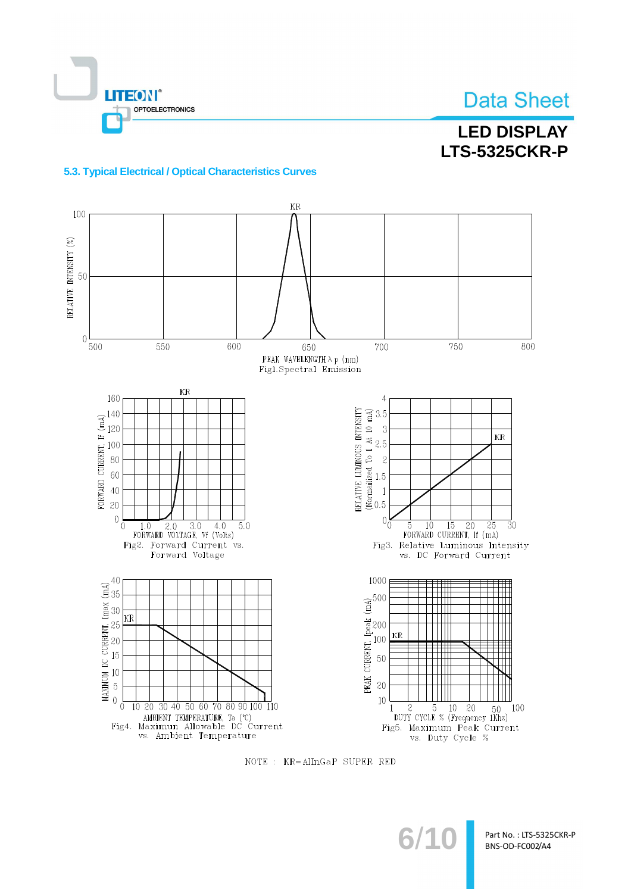### 5.3. Typical Electrical / Optical Characteristics Curves

Fig1. Spectral Emission

Fig2. Forward Current vs. Forward Voltage

Fig3. Relative Luminous Intensity vs. DC Forward Current

Fig4. Maximum Allowable DC Current vs. Ambient Temperature

Fig5. Maximum Peak Current vs. Duty Cycle %

NOTE : KR=AlInGaP SUPER RED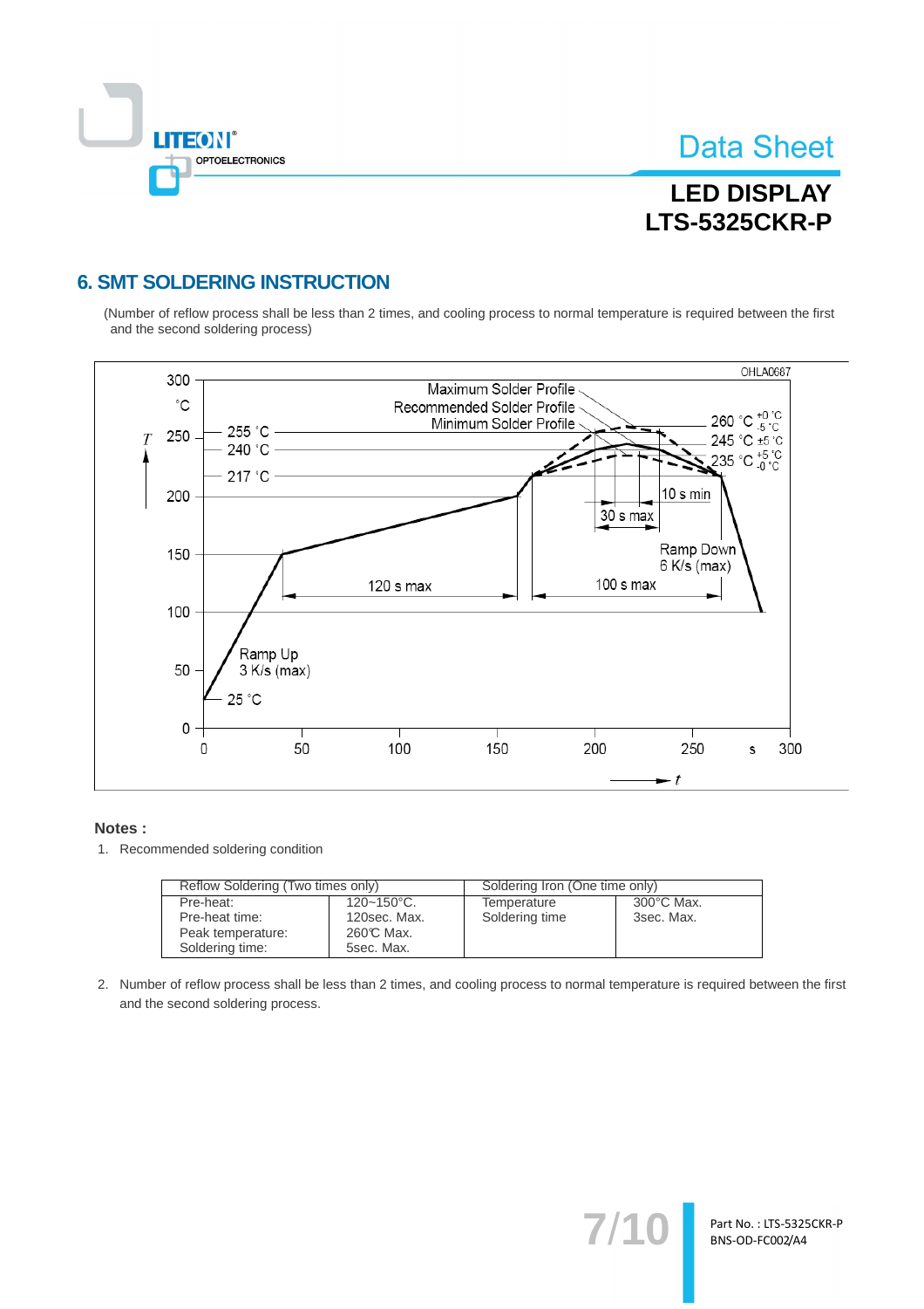## 6. SMT SOLDERING INSTRUCTION

(Number of reflow process shall be less than 2 times, and cooling process to normal temperature is required between the first and the second soldering process)

OHLA0687

Maximum Solder Profile
Recommended Solder Profile
Minimum Solder Profile

260 °C $^{+0}_{-5}$ °C
245 °C ±5 °C
235 °C $^{+5}_{-0}$ °C

255 °C
240 °C
217 °C

10 s min
30 s max
Ramp Down 6 K/s (max)
120 s max
100 s max
Ramp Up 3 K/s (max)
25 °C

T (°C): 0, 50, 100, 150, 200, 250, 300
t (s): 0, 50, 100, 150, 200, 250, 300

**Notes :**

1. Recommended soldering condition

| Reflow Soldering (Two times only) | | Soldering Iron (One time only) | |
|---|---|---|---|
| Pre-heat:<br>Pre-heat time:<br>Peak temperature:<br>Soldering time: | 120~150°C.<br>120sec. Max.<br>260℃ Max.<br>5sec. Max. | Temperature<br>Soldering time | 300°C Max.<br>3sec. Max. |

2. Number of reflow process shall be less than 2 times, and cooling process to normal temperature is required between the first and the second soldering process.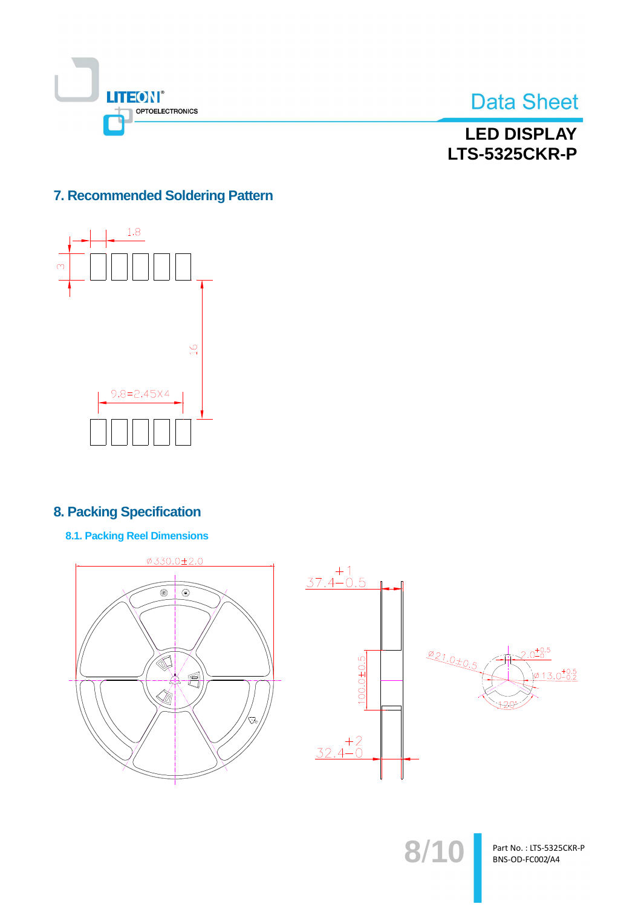## 7. Recommended Soldering Pattern

1.8

3

16

9.8=2.45X4

## 8. Packing Specification

### 8.1. Packing Reel Dimensions

ø330.0±2.0

$37.4^{+1}_{-0.5}$

100.0±0.5

$32.4^{+2}_{-0}$

ø21.0±0.5

$2.0^{+0.5}_{-0}$

$ø13.0^{+0.5}_{-0.2}$

120°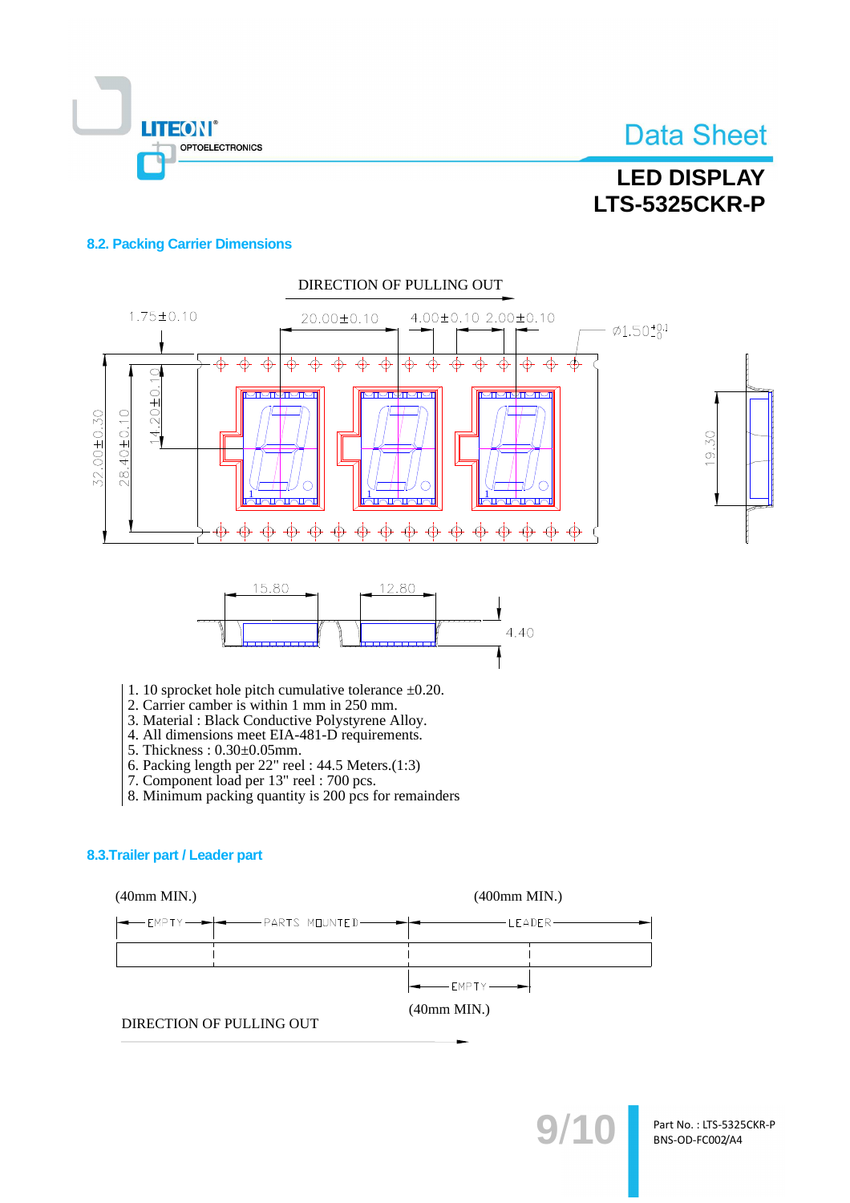## 8.2. Packing Carrier Dimensions

DIRECTION OF PULLING OUT

1.75±0.10　20.00±0.10　4.00±0.10　2.00±0.10　Ø1.50 $^{+0.1}_{-0}$

32.00±0.30　28.40±0.10　14.20±0.10　19.30

15.80　12.80　4.40

1. 10 sprocket hole pitch cumulative tolerance ±0.20.
2. Carrier camber is within 1 mm in 250 mm.
3. Material : Black Conductive Polystyrene Alloy.
4. All dimensions meet EIA-481-D requirements.
5. Thickness : 0.30±0.05mm.
6. Packing length per 22" reel : 44.5 Meters.(1:3)
7. Component load per 13" reel : 700 pcs.
8. Minimum packing quantity is 200 pcs for remainders

## 8.3.Trailer part / Leader part

(40mm MIN.)　(400mm MIN.)

EMPTY　PARTS MOUNTED　LEADER

EMPTY

(40mm MIN.)

DIRECTION OF PULLING OUT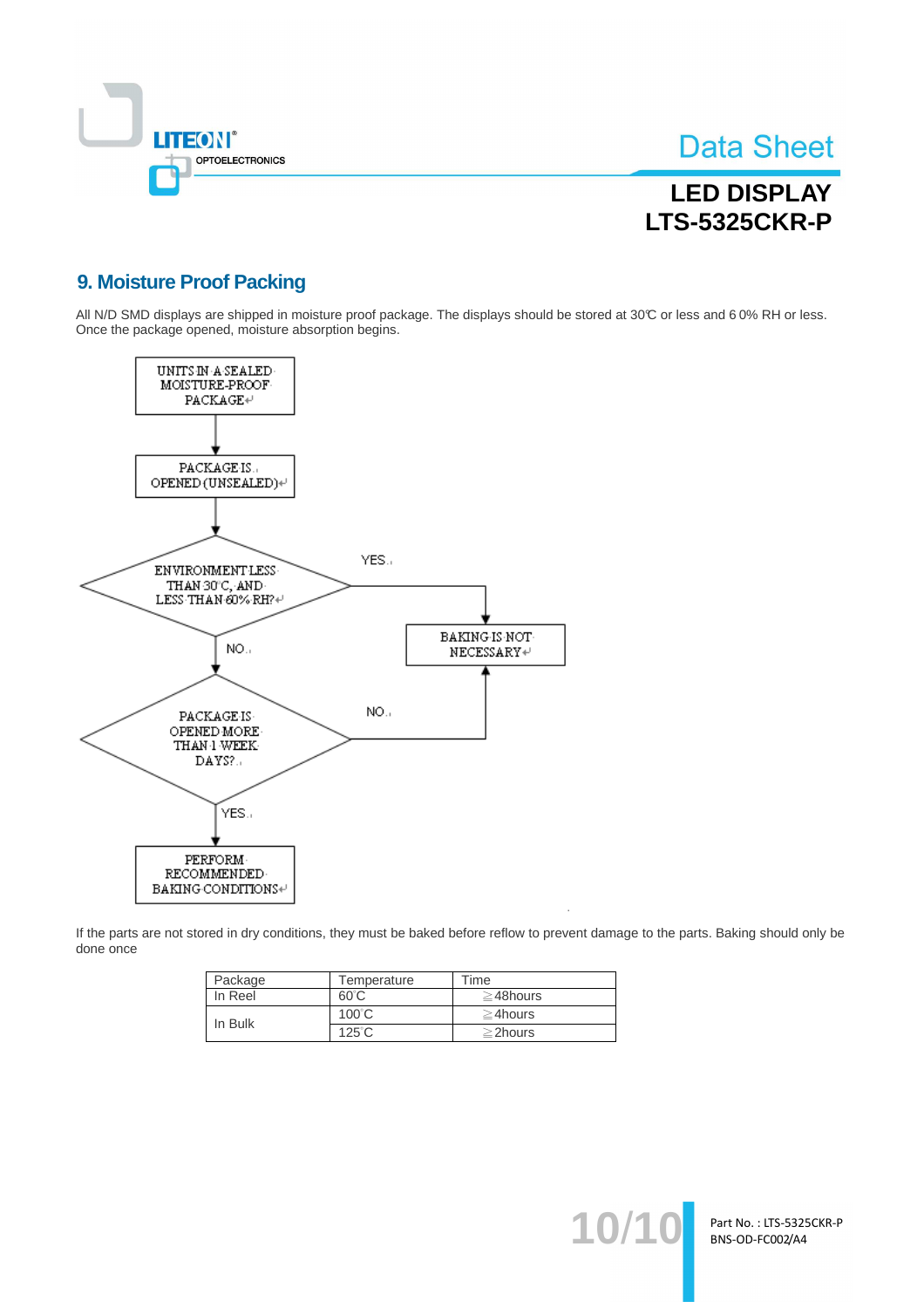## 9. Moisture Proof Packing

All N/D SMD displays are shipped in moisture proof package. The displays should be stored at 30℃ or less and 6 0% RH or less. Once the package opened, moisture absorption begins.

UNITS IN A SEALED MOISTURE-PROOF PACKAGE

PACKAGE IS OPENED (UNSEALED)

ENVIRONMENT LESS THAN 30°C, AND LESS THAN 60% RH?

YES

BAKING IS NOT NECESSARY

NO

PACKAGE IS OPENED MORE THAN 1 WEEK DAYS?

NO

YES

PERFORM RECOMMENDED BAKING CONDITIONS

If the parts are not stored in dry conditions, they must be baked before reflow to prevent damage to the parts. Baking should only be done once

| Package | Temperature | Time |
|---|---|---|
| In Reel | 60°C | ≧48hours |
| In Bulk | 100°C | ≧4hours |
| | 125°C | ≧2hours |